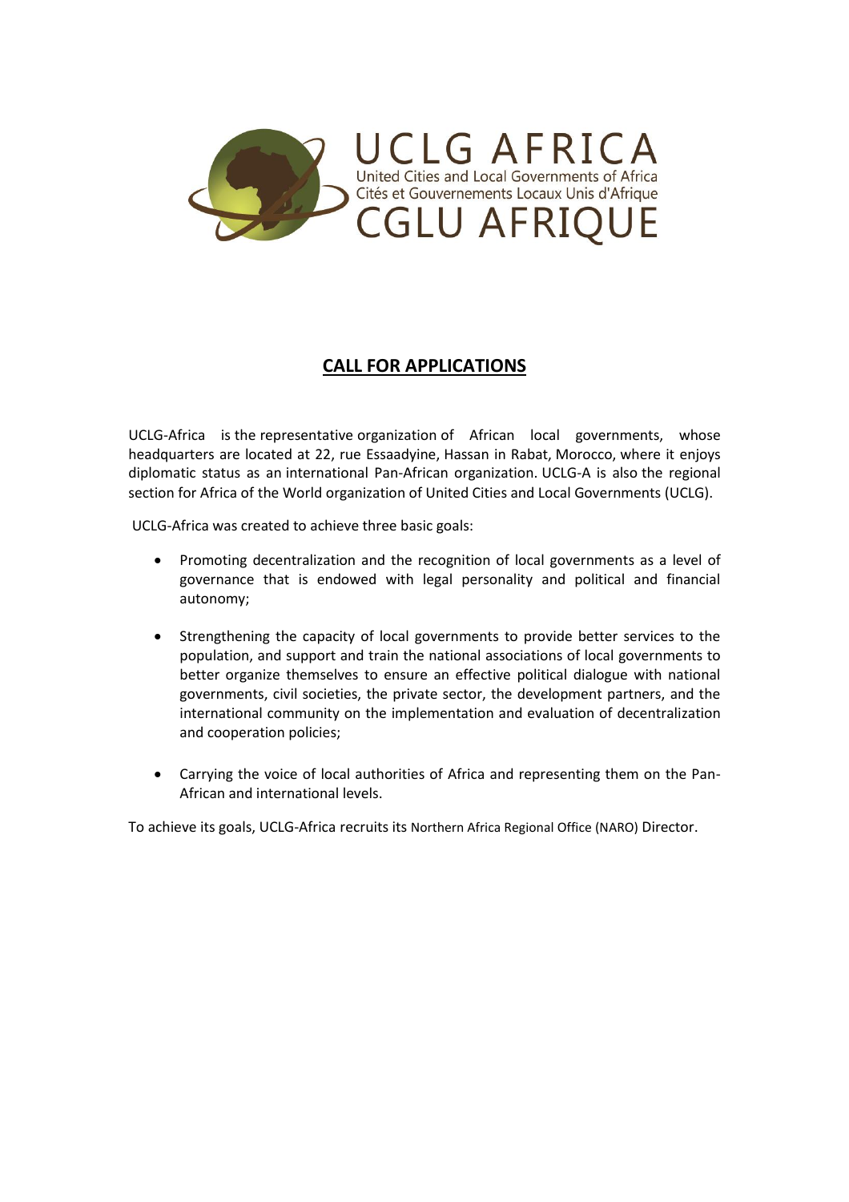UCLG AFRICA
United Cities and Local Governments of Africa
Cités et Gouvernements Locaux Unis d'Afrique
CGLU AFRIQUE

## CALL FOR APPLICATIONS

UCLG-Africa is the representative organization of African local governments, whose headquarters are located at 22, rue Essaadyine, Hassan in Rabat, Morocco, where it enjoys diplomatic status as an international Pan-African organization. UCLG-A is also the regional section for Africa of the World organization of United Cities and Local Governments (UCLG).

UCLG-Africa was created to achieve three basic goals:

- Promoting decentralization and the recognition of local governments as a level of governance that is endowed with legal personality and political and financial autonomy;
- Strengthening the capacity of local governments to provide better services to the population, and support and train the national associations of local governments to better organize themselves to ensure an effective political dialogue with national governments, civil societies, the private sector, the development partners, and the international community on the implementation and evaluation of decentralization and cooperation policies;
- Carrying the voice of local authorities of Africa and representing them on the Pan-African and international levels.

To achieve its goals, UCLG-Africa recruits its Northern Africa Regional Office (NARO) Director.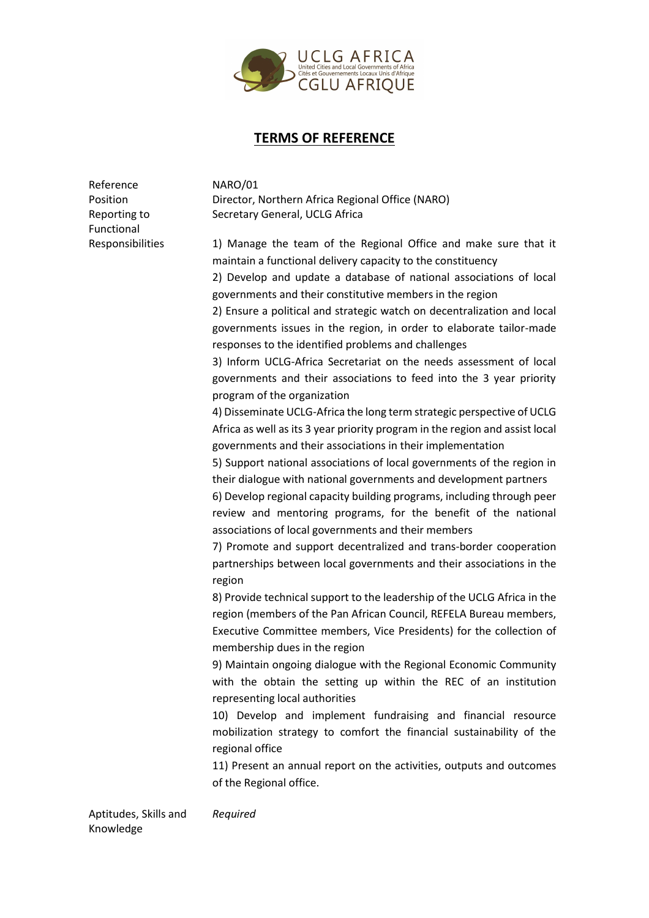## TERMS OF REFERENCE

| | |
|---|---|
| Reference | NARO/01 |
| Position | Director, Northern Africa Regional Office (NARO) |
| Reporting to | Secretary General, UCLG Africa |
| Functional Responsibilities | 1) Manage the team of the Regional Office and make sure that it maintain a functional delivery capacity to the constituency<br>2) Develop and update a database of national associations of local governments and their constitutive members in the region<br>2) Ensure a political and strategic watch on decentralization and local governments issues in the region, in order to elaborate tailor-made responses to the identified problems and challenges<br>3) Inform UCLG-Africa Secretariat on the needs assessment of local governments and their associations to feed into the 3 year priority program of the organization<br>4) Disseminate UCLG-Africa the long term strategic perspective of UCLG Africa as well as its 3 year priority program in the region and assist local governments and their associations in their implementation<br>5) Support national associations of local governments of the region in their dialogue with national governments and development partners<br>6) Develop regional capacity building programs, including through peer review and mentoring programs, for the benefit of the national associations of local governments and their members<br>7) Promote and support decentralized and trans-border cooperation partnerships between local governments and their associations in the region<br>8) Provide technical support to the leadership of the UCLG Africa in the region (members of the Pan African Council, REFELA Bureau members, Executive Committee members, Vice Presidents) for the collection of membership dues in the region<br>9) Maintain ongoing dialogue with the Regional Economic Community with the obtain the setting up within the REC of an institution representing local authorities<br>10) Develop and implement fundraising and financial resource mobilization strategy to comfort the financial sustainability of the regional office<br>11) Present an annual report on the activities, outputs and outcomes of the Regional office. |
| Aptitudes, Skills and Knowledge | *Required* |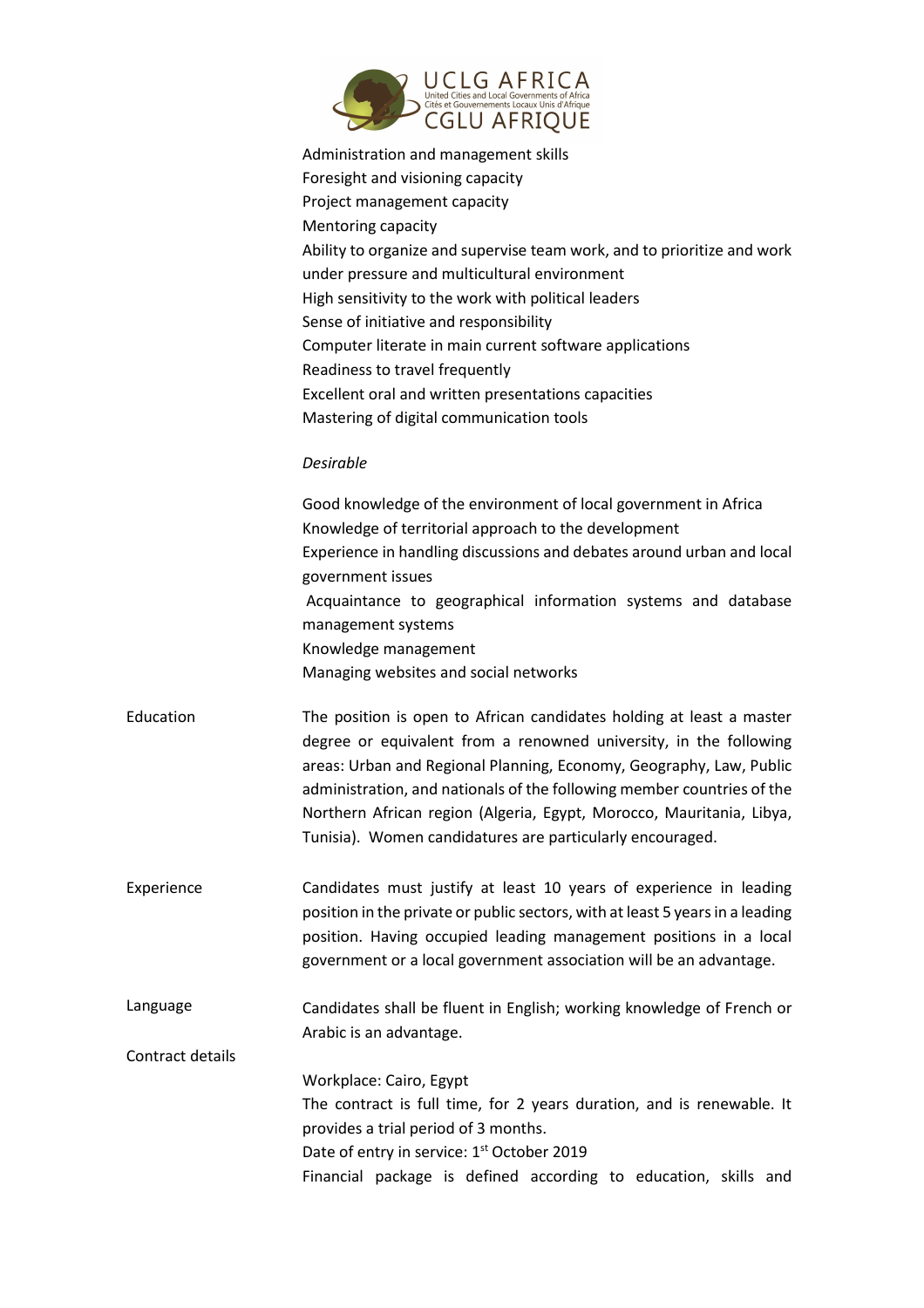Administration and management skills
Foresight and visioning capacity
Project management capacity
Mentoring capacity
Ability to organize and supervise team work, and to prioritize and work under pressure and multicultural environment
High sensitivity to the work with political leaders
Sense of initiative and responsibility
Computer literate in main current software applications
Readiness to travel frequently
Excellent oral and written presentations capacities
Mastering of digital communication tools

*Desirable*

Good knowledge of the environment of local government in Africa
Knowledge of territorial approach to the development
Experience in handling discussions and debates around urban and local government issues
Acquaintance to geographical information systems and database management systems
Knowledge management
Managing websites and social networks

**Education**

The position is open to African candidates holding at least a master degree or equivalent from a renowned university, in the following areas: Urban and Regional Planning, Economy, Geography, Law, Public administration, and nationals of the following member countries of the Northern African region (Algeria, Egypt, Morocco, Mauritania, Libya, Tunisia). Women candidatures are particularly encouraged.

**Experience**

Candidates must justify at least 10 years of experience in leading position in the private or public sectors, with at least 5 years in a leading position. Having occupied leading management positions in a local government or a local government association will be an advantage.

**Language**

Candidates shall be fluent in English; working knowledge of French or Arabic is an advantage.

**Contract details**

Workplace: Cairo, Egypt
The contract is full time, for 2 years duration, and is renewable. It provides a trial period of 3 months.
Date of entry in service: 1st October 2019
Financial package is defined according to education, skills and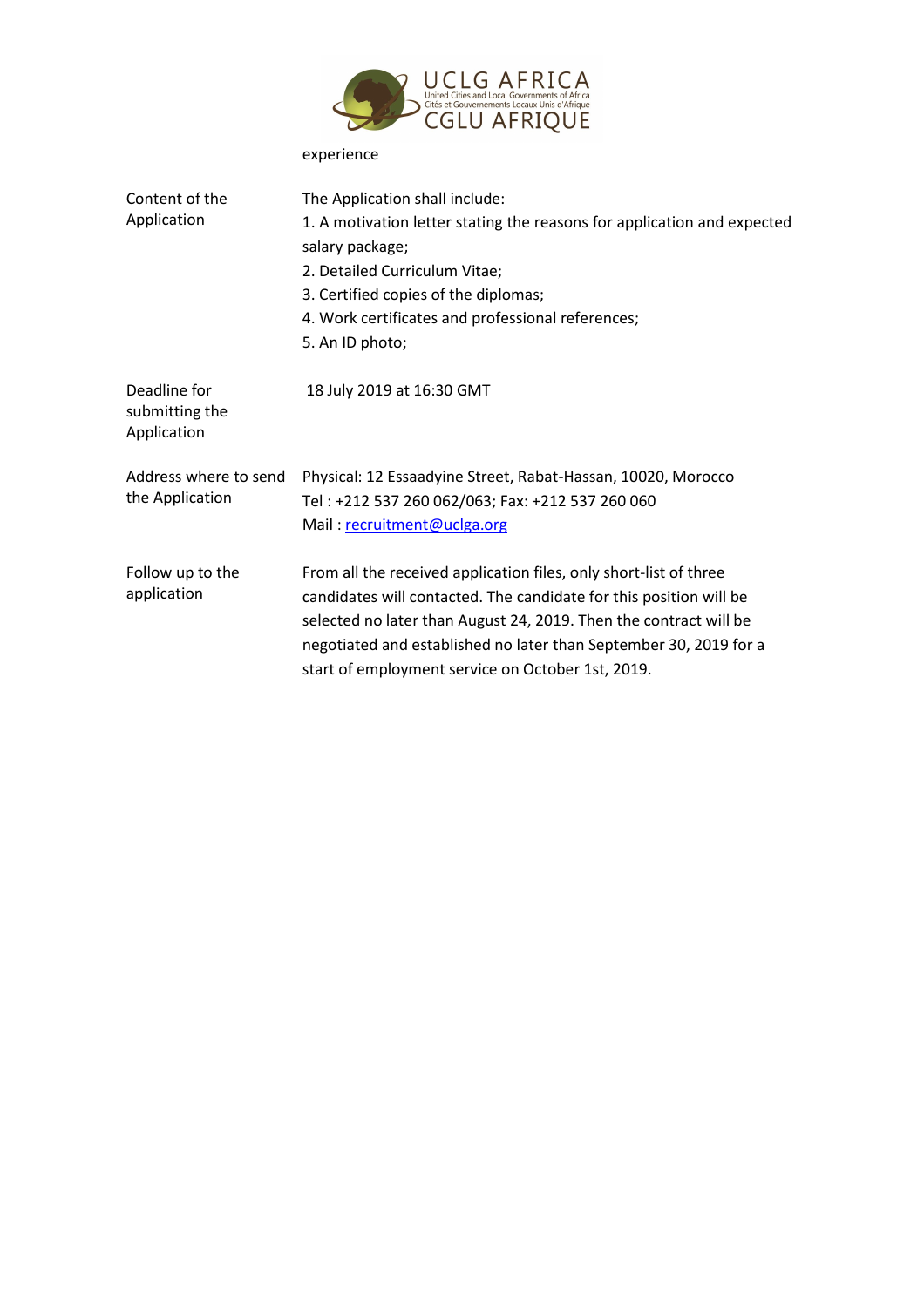experience

| | |
|---|---|
| Content of the Application | The Application shall include:<br>1. A motivation letter stating the reasons for application and expected salary package;<br>2. Detailed Curriculum Vitae;<br>3. Certified copies of the diplomas;<br>4. Work certificates and professional references;<br>5. An ID photo; |
| Deadline for submitting the Application | 18 July 2019 at 16:30 GMT |
| Address where to send the Application | Physical: 12 Essaadyine Street, Rabat-Hassan, 10020, Morocco<br>Tel : +212 537 260 062/063; Fax: +212 537 260 060<br>Mail : recruitment@uclga.org |
| Follow up to the application | From all the received application files, only short-list of three candidates will contacted. The candidate for this position will be selected no later than August 24, 2019. Then the contract will be negotiated and established no later than September 30, 2019 for a start of employment service on October 1st, 2019. |